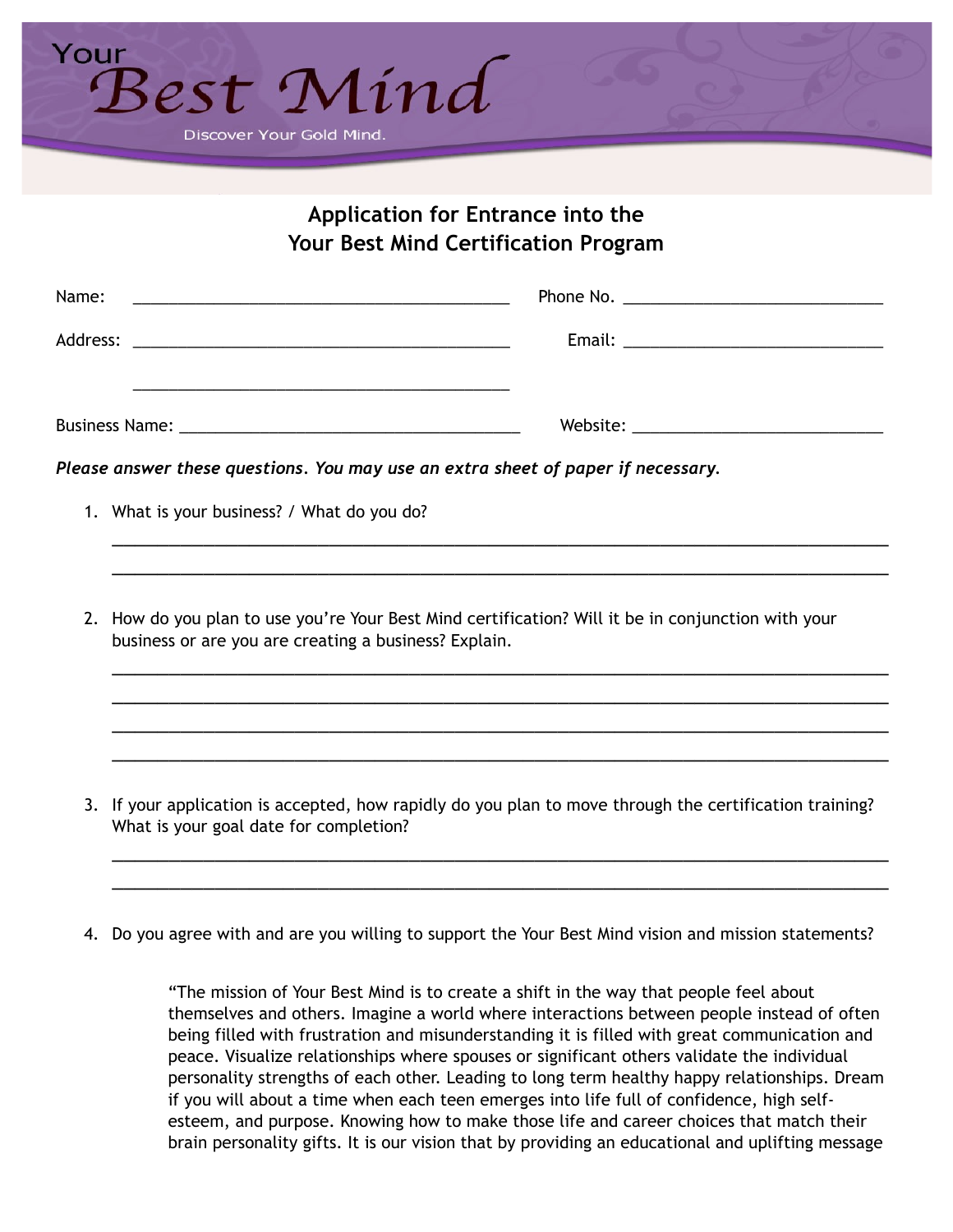Your

Best Mind

Discover Your Gold Mind.

## Application for Entrance into the Your Best Mind Certification Program

Name: ________________________________________ Phone No. ____________________________

Address: ________________________________________ Email: ____________________________

________________________________________

Business Name: ____________________________________ Website: ____________________________

***Please answer these questions. You may use an extra sheet of paper if necessary.***

1. What is your business? / What do you do?

   ________________________________________________________________________________

   ________________________________________________________________________________

2. How do you plan to use you're Your Best Mind certification? Will it be in conjunction with your business or are you are creating a business? Explain.

   ________________________________________________________________________________

   ________________________________________________________________________________

   ________________________________________________________________________________

   ________________________________________________________________________________

3. If your application is accepted, how rapidly do you plan to move through the certification training? What is your goal date for completion?

   ________________________________________________________________________________

   ________________________________________________________________________________

4. Do you agree with and are you willing to support the Your Best Mind vision and mission statements?

   > "The mission of Your Best Mind is to create a shift in the way that people feel about themselves and others. Imagine a world where interactions between people instead of often being filled with frustration and misunderstanding it is filled with great communication and peace. Visualize relationships where spouses or significant others validate the individual personality strengths of each other. Leading to long term healthy happy relationships. Dream if you will about a time when each teen emerges into life full of confidence, high self-esteem, and purpose. Knowing how to make those life and career choices that match their brain personality gifts. It is our vision that by providing an educational and uplifting message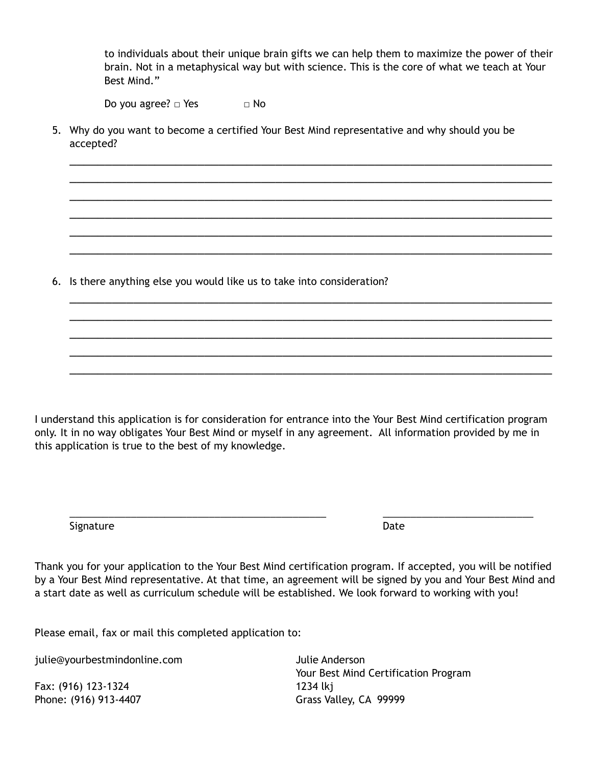to individuals about their unique brain gifts we can help them to maximize the power of their brain. Not in a metaphysical way but with science. This is the core of what we teach at Your Best Mind."

Do you agree? □ Yes □ No

5. Why do you want to become a certified Your Best Mind representative and why should you be accepted?

______________________________________________________________________________
______________________________________________________________________________
______________________________________________________________________________
______________________________________________________________________________
______________________________________________________________________________
______________________________________________________________________________

6. Is there anything else you would like us to take into consideration?

______________________________________________________________________________
______________________________________________________________________________
______________________________________________________________________________
______________________________________________________________________________
______________________________________________________________________________

I understand this application is for consideration for entrance into the Your Best Mind certification program only. It in no way obligates Your Best Mind or myself in any agreement. All information provided by me in this application is true to the best of my knowledge.

_____________________________________________ ___________________________

Signature Date

Thank you for your application to the Your Best Mind certification program. If accepted, you will be notified by a Your Best Mind representative. At that time, an agreement will be signed by you and Your Best Mind and a start date as well as curriculum schedule will be established. We look forward to working with you!

Please email, fax or mail this completed application to:

julie@yourbestmindonline.com

Fax: (916) 123-1324
Phone: (916) 913-4407

Julie Anderson
Your Best Mind Certification Program
1234 lkj
Grass Valley, CA 99999